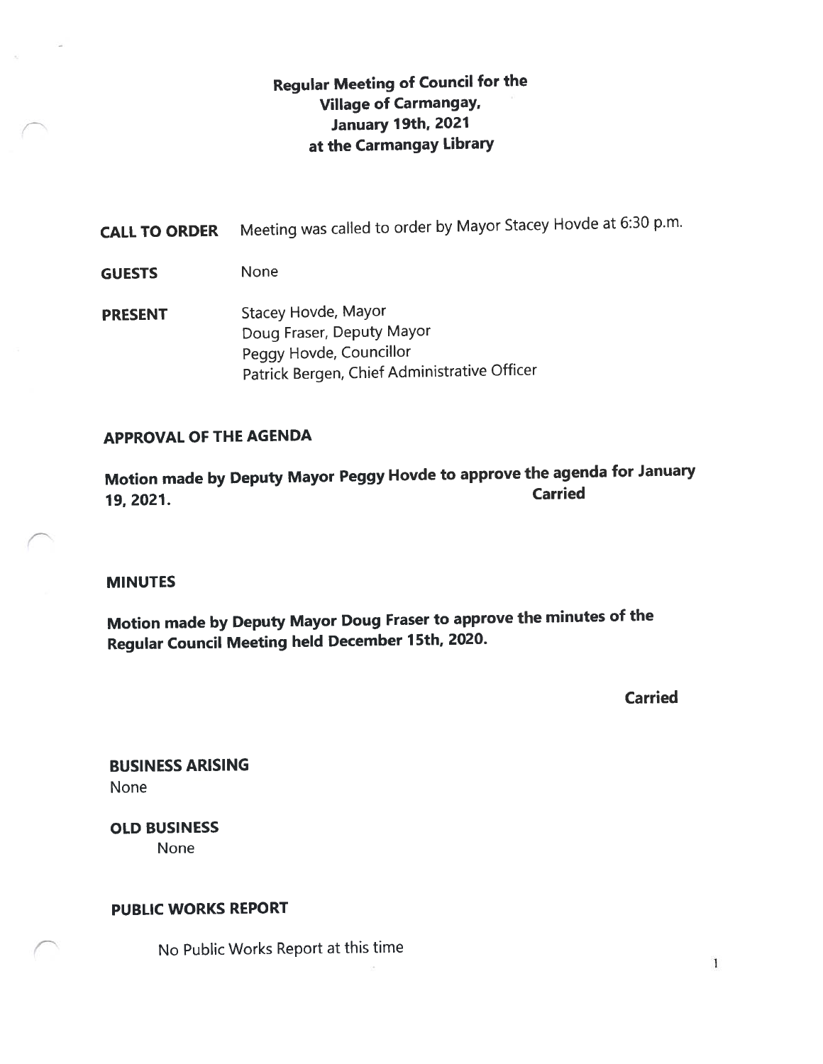# Regular Meeting of Council for the Village of Carmangay, January 19th, 2021 at the Carmangay Library

**CALL TO ORDER** Meeting was called to order by Mayor Stacey Hovde at 6:30 p.m.

**GUESTS** None

**PRESENT**
Stacey Hovde, Mayor
Doug Fraser, Deputy Mayor
Peggy Hovde, Councillor
Patrick Bergen, Chief Administrative Officer

## APPROVAL OF THE AGENDA

**Motion made by Deputy Mayor Peggy Hovde to approve the agenda for January 19, 2021.** **Carried**

## MINUTES

**Motion made by Deputy Mayor Doug Fraser to approve the minutes of the Regular Council Meeting held December 15th, 2020.**

**Carried**

## BUSINESS ARISING

None

## OLD BUSINESS

None

## PUBLIC WORKS REPORT

No Public Works Report at this time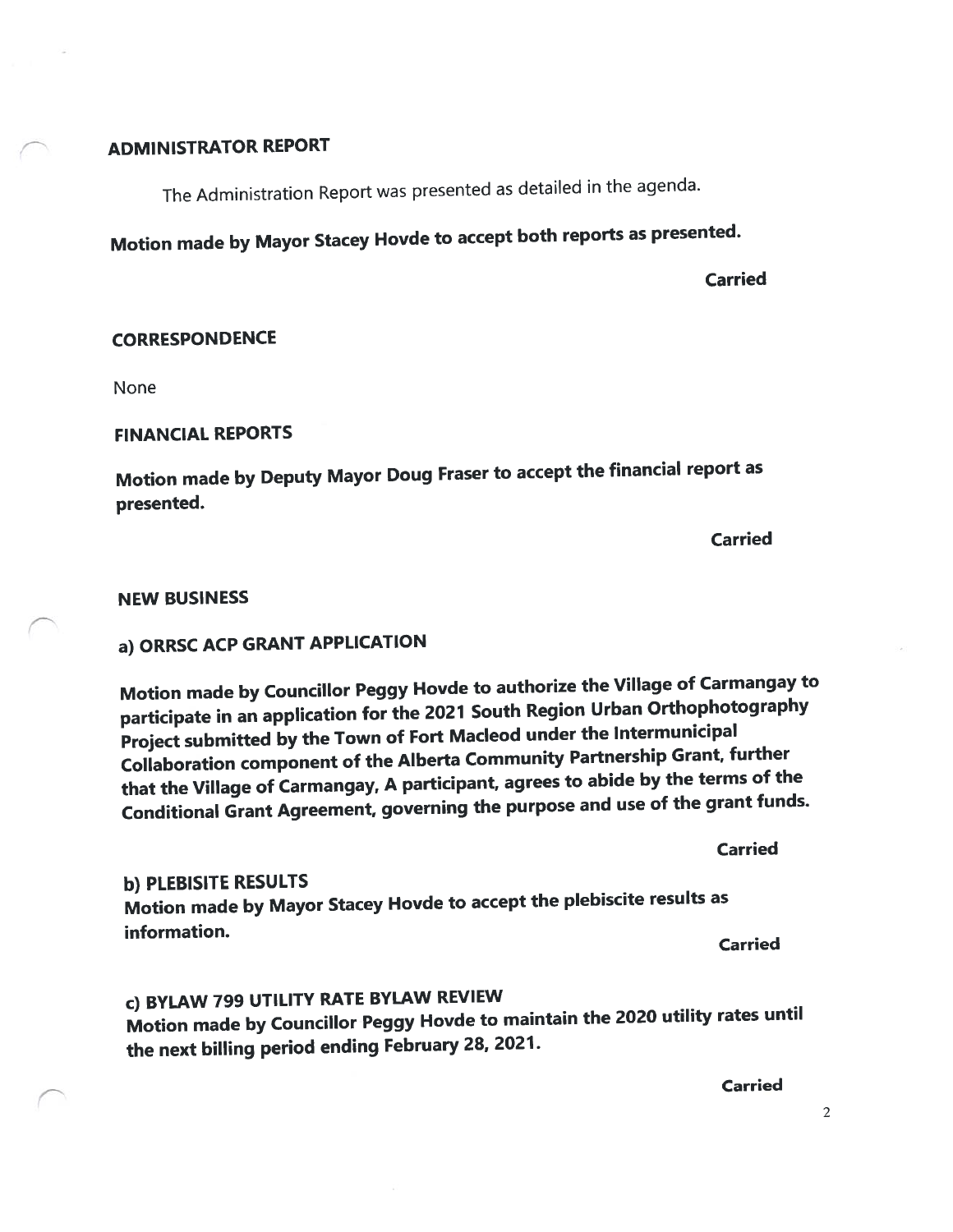## ADMINISTRATOR REPORT

The Administration Report was presented as detailed in the agenda.

**Motion made by Mayor Stacey Hovde to accept both reports as presented.**

**Carried**

## CORRESPONDENCE

None

## FINANCIAL REPORTS

**Motion made by Deputy Mayor Doug Fraser to accept the financial report as presented.**

**Carried**

## NEW BUSINESS

### a) ORRSC ACP GRANT APPLICATION

**Motion made by Councillor Peggy Hovde to authorize the Village of Carmangay to participate in an application for the 2021 South Region Urban Orthophotography Project submitted by the Town of Fort Macleod under the Intermunicipal Collaboration component of the Alberta Community Partnership Grant, further that the Village of Carmangay, A participant, agrees to abide by the terms of the Conditional Grant Agreement, governing the purpose and use of the grant funds.**

**Carried**

### b) PLEBISITE RESULTS

**Motion made by Mayor Stacey Hovde to accept the plebiscite results as information.**

**Carried**

### c) BYLAW 799 UTILITY RATE BYLAW REVIEW

**Motion made by Councillor Peggy Hovde to maintain the 2020 utility rates until the next billing period ending February 28, 2021.**

**Carried**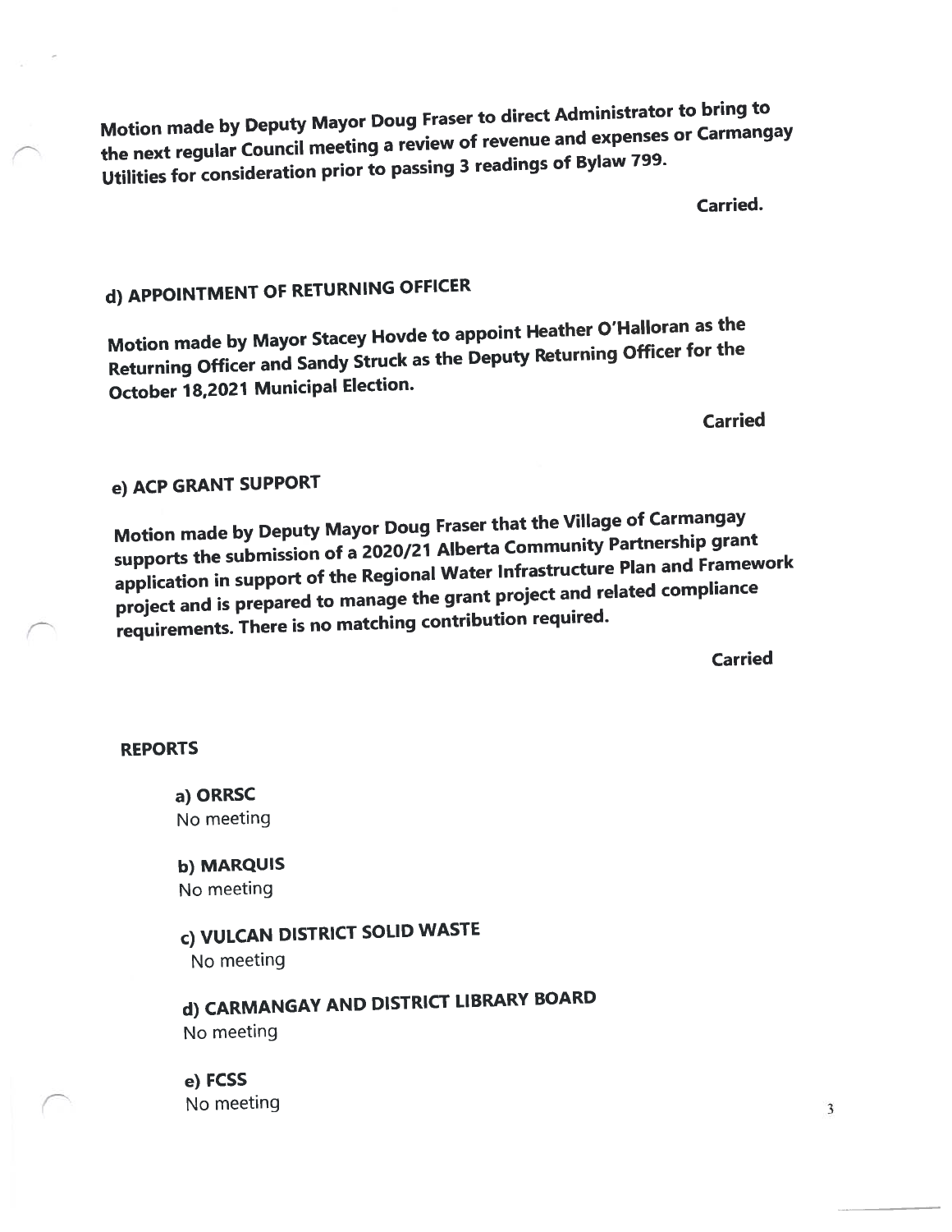**Motion made by Deputy Mayor Doug Fraser to direct Administrator to bring to the next regular Council meeting a review of revenue and expenses or Carmangay Utilities for consideration prior to passing 3 readings of Bylaw 799.**

**Carried.**

## d) APPOINTMENT OF RETURNING OFFICER

**Motion made by Mayor Stacey Hovde to appoint Heather O'Halloran as the Returning Officer and Sandy Struck as the Deputy Returning Officer for the October 18,2021 Municipal Election.**

**Carried**

## e) ACP GRANT SUPPORT

**Motion made by Deputy Mayor Doug Fraser that the Village of Carmangay supports the submission of a 2020/21 Alberta Community Partnership grant application in support of the Regional Water Infrastructure Plan and Framework project and is prepared to manage the grant project and related compliance requirements. There is no matching contribution required.**

**Carried**

## REPORTS

**a) ORRSC**
No meeting

**b) MARQUIS**
No meeting

**c) VULCAN DISTRICT SOLID WASTE**
No meeting

**d) CARMANGAY AND DISTRICT LIBRARY BOARD**
No meeting

**e) FCSS**
No meeting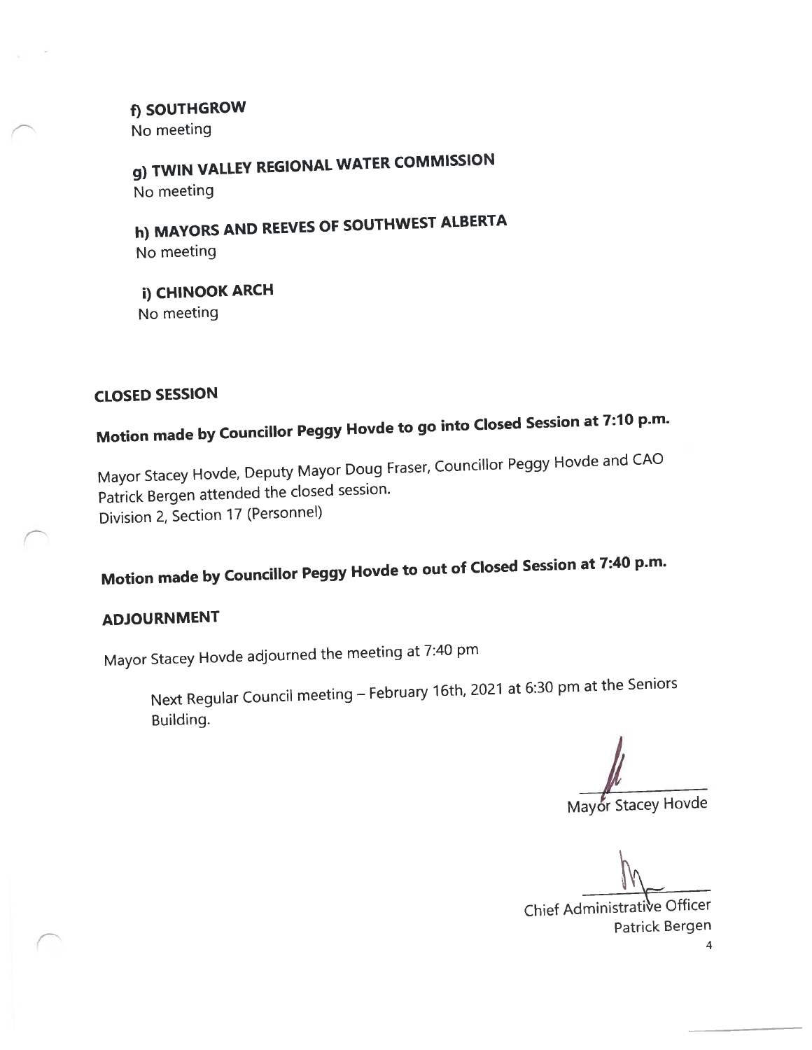**f) SOUTHGROW**

No meeting

**g) TWIN VALLEY REGIONAL WATER COMMISSION**

No meeting

**h) MAYORS AND REEVES OF SOUTHWEST ALBERTA**

No meeting

**i) CHINOOK ARCH**

No meeting

## CLOSED SESSION

**Motion made by Councillor Peggy Hovde to go into Closed Session at 7:10 p.m.**

Mayor Stacey Hovde, Deputy Mayor Doug Fraser, Councillor Peggy Hovde and CAO Patrick Bergen attended the closed session.
Division 2, Section 17 (Personnel)

**Motion made by Councillor Peggy Hovde to out of Closed Session at 7:40 p.m.**

## ADJOURNMENT

Mayor Stacey Hovde adjourned the meeting at 7:40 pm

> Next Regular Council meeting – February 16th, 2021 at 6:30 pm at the Seniors Building.

Mayor Stacey Hovde

Chief Administrative Officer
Patrick Bergen